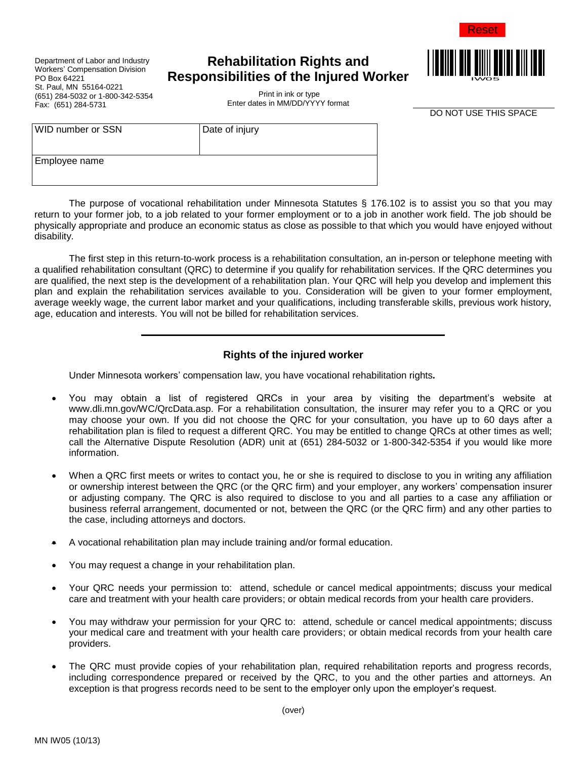Department of Labor and Industry
Workers' Compensation Division
PO Box 64221
St. Paul, MN 55164-0221
(651) 284-5032 or 1-800-342-5354
Fax: (651) 284-5731

# Rehabilitation Rights and Responsibilities of the Injured Worker

Print in ink or type
Enter dates in MM/DD/YYYY format

DO NOT USE THIS SPACE

| WID number or SSN | Date of injury |
|---|---|
| Employee name | |

The purpose of vocational rehabilitation under Minnesota Statutes § 176.102 is to assist you so that you may return to your former job, to a job related to your former employment or to a job in another work field. The job should be physically appropriate and produce an economic status as close as possible to that which you would have enjoyed without disability.

The first step in this return-to-work process is a rehabilitation consultation, an in-person or telephone meeting with a qualified rehabilitation consultant (QRC) to determine if you qualify for rehabilitation services. If the QRC determines you are qualified, the next step is the development of a rehabilitation plan. Your QRC will help you develop and implement this plan and explain the rehabilitation services available to you. Consideration will be given to your former employment, average weekly wage, the current labor market and your qualifications, including transferable skills, previous work history, age, education and interests. You will not be billed for rehabilitation services.

## Rights of the injured worker

Under Minnesota workers' compensation law, you have vocational rehabilitation rights.

- You may obtain a list of registered QRCs in your area by visiting the department's website at www.dli.mn.gov/WC/QrcData.asp. For a rehabilitation consultation, the insurer may refer you to a QRC or you may choose your own. If you did not choose the QRC for your consultation, you have up to 60 days after a rehabilitation plan is filed to request a different QRC. You may be entitled to change QRCs at other times as well; call the Alternative Dispute Resolution (ADR) unit at (651) 284-5032 or 1-800-342-5354 if you would like more information.
- When a QRC first meets or writes to contact you, he or she is required to disclose to you in writing any affiliation or ownership interest between the QRC (or the QRC firm) and your employer, any workers' compensation insurer or adjusting company. The QRC is also required to disclose to you and all parties to a case any affiliation or business referral arrangement, documented or not, between the QRC (or the QRC firm) and any other parties to the case, including attorneys and doctors.
- A vocational rehabilitation plan may include training and/or formal education.
- You may request a change in your rehabilitation plan.
- Your QRC needs your permission to: attend, schedule or cancel medical appointments; discuss your medical care and treatment with your health care providers; or obtain medical records from your health care providers.
- You may withdraw your permission for your QRC to: attend, schedule or cancel medical appointments; discuss your medical care and treatment with your health care providers; or obtain medical records from your health care providers.
- The QRC must provide copies of your rehabilitation plan, required rehabilitation reports and progress records, including correspondence prepared or received by the QRC, to you and the other parties and attorneys. An exception is that progress records need to be sent to the employer only upon the employer's request.

(over)

MN IW05 (10/13)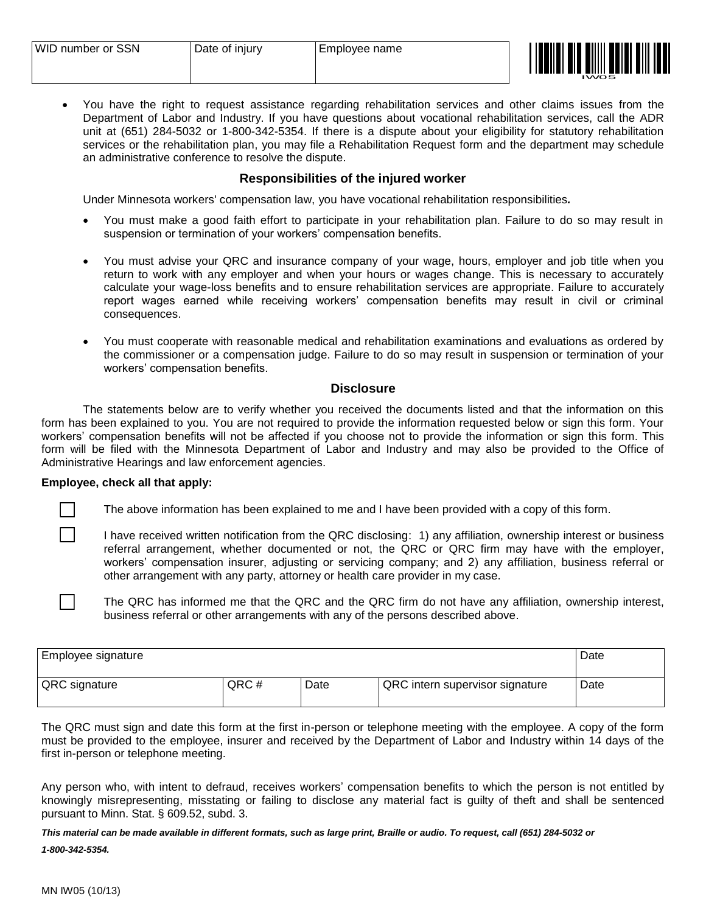| WID number or SSN | Date of injury | Employee name |
| --- | --- | --- |
| | | |

IW05

- You have the right to request assistance regarding rehabilitation services and other claims issues from the Department of Labor and Industry. If you have questions about vocational rehabilitation services, call the ADR unit at (651) 284-5032 or 1-800-342-5354. If there is a dispute about your eligibility for statutory rehabilitation services or the rehabilitation plan, you may file a Rehabilitation Request form and the department may schedule an administrative conference to resolve the dispute.

### Responsibilities of the injured worker

Under Minnesota workers' compensation law, you have vocational rehabilitation responsibilities***.***

- You must make a good faith effort to participate in your rehabilitation plan. Failure to do so may result in suspension or termination of your workers' compensation benefits.
- You must advise your QRC and insurance company of your wage, hours, employer and job title when you return to work with any employer and when your hours or wages change. This is necessary to accurately calculate your wage-loss benefits and to ensure rehabilitation services are appropriate. Failure to accurately report wages earned while receiving workers' compensation benefits may result in civil or criminal consequences.
- You must cooperate with reasonable medical and rehabilitation examinations and evaluations as ordered by the commissioner or a compensation judge. Failure to do so may result in suspension or termination of your workers' compensation benefits.

### Disclosure

The statements below are to verify whether you received the documents listed and that the information on this form has been explained to you. You are not required to provide the information requested below or sign this form. Your workers' compensation benefits will not be affected if you choose not to provide the information or sign this form. This form will be filed with the Minnesota Department of Labor and Industry and may also be provided to the Office of Administrative Hearings and law enforcement agencies.

**Employee, check all that apply:**

- ☐ The above information has been explained to me and I have been provided with a copy of this form.
- ☐ I have received written notification from the QRC disclosing: 1) any affiliation, ownership interest or business referral arrangement, whether documented or not, the QRC or QRC firm may have with the employer, workers' compensation insurer, adjusting or servicing company; and 2) any affiliation, business referral or other arrangement with any party, attorney or health care provider in my case.
- ☐ The QRC has informed me that the QRC and the QRC firm do not have any affiliation, ownership interest, business referral or other arrangements with any of the persons described above.

| Employee signature | | | | Date |
| --- | --- | --- | --- | --- |
| QRC signature | QRC # | Date | QRC intern supervisor signature | Date |

The QRC must sign and date this form at the first in-person or telephone meeting with the employee. A copy of the form must be provided to the employee, insurer and received by the Department of Labor and Industry within 14 days of the first in-person or telephone meeting.

Any person who, with intent to defraud, receives workers' compensation benefits to which the person is not entitled by knowingly misrepresenting, misstating or failing to disclose any material fact is guilty of theft and shall be sentenced pursuant to Minn. Stat. § 609.52, subd. 3.

***This material can be made available in different formats, such as large print, Braille or audio. To request, call (651) 284-5032 or 1-800-342-5354.***

MN IW05 (10/13)